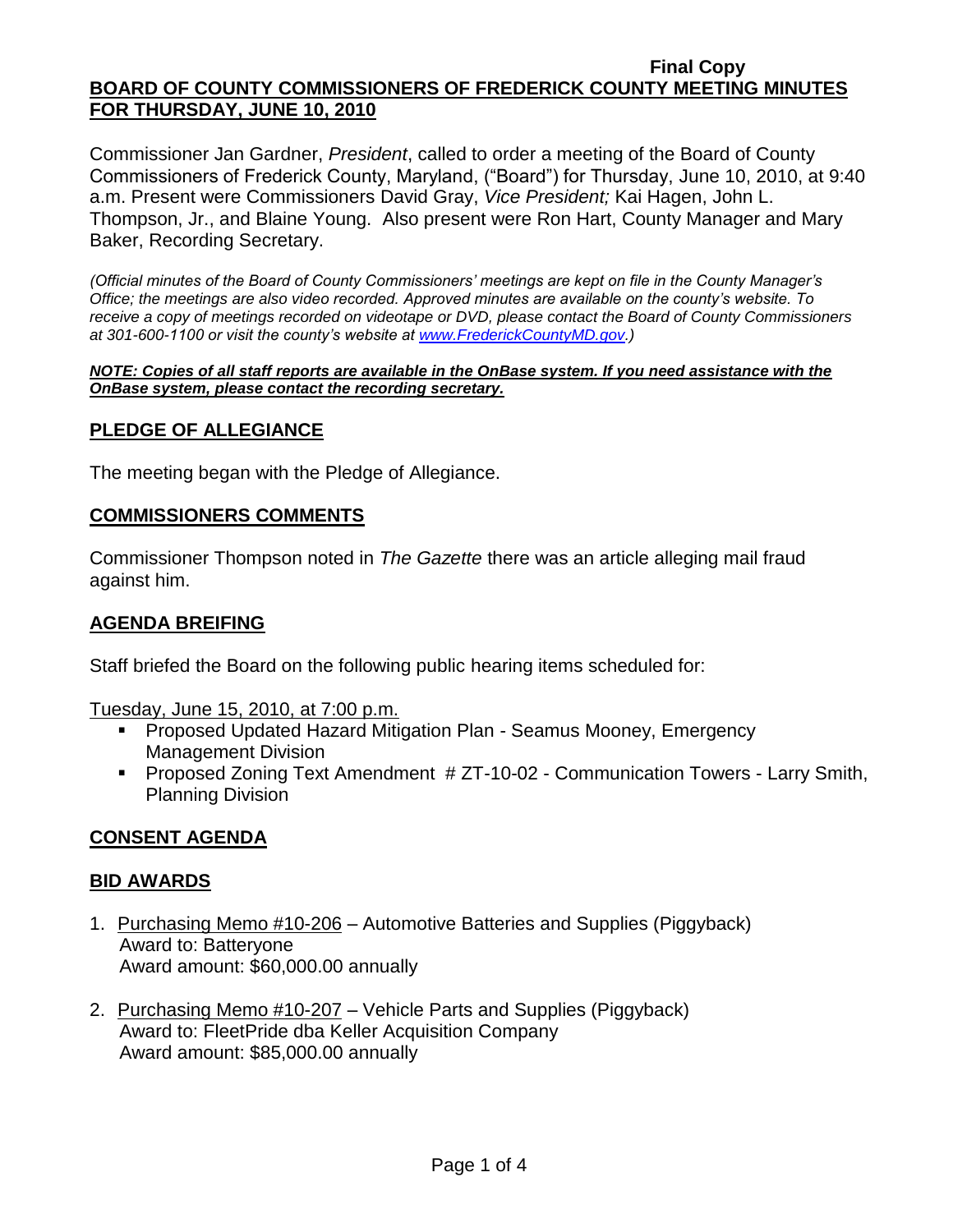**Final Copy**

**BOARD OF COUNTY COMMISSIONERS OF FREDERICK COUNTY MEETING MINUTES FOR THURSDAY, JUNE 10, 2010**

Commissioner Jan Gardner, *President*, called to order a meeting of the Board of County Commissioners of Frederick County, Maryland, ("Board") for Thursday, June 10, 2010, at 9:40 a.m. Present were Commissioners David Gray, *Vice President;* Kai Hagen, John L. Thompson, Jr., and Blaine Young. Also present were Ron Hart, County Manager and Mary Baker, Recording Secretary.

*(Official minutes of the Board of County Commissioners' meetings are kept on file in the County Manager's Office; the meetings are also video recorded. Approved minutes are available on the county's website. To receive a copy of meetings recorded on videotape or DVD, please contact the Board of County Commissioners at 301-600-1100 or visit the county's website at www.FrederickCountyMD.gov.)*

***NOTE: Copies of all staff reports are available in the OnBase system. If you need assistance with the OnBase system, please contact the recording secretary.***

## PLEDGE OF ALLEGIANCE

The meeting began with the Pledge of Allegiance.

## COMMISSIONERS COMMENTS

Commissioner Thompson noted in *The Gazette* there was an article alleging mail fraud against him.

## AGENDA BREIFING

Staff briefed the Board on the following public hearing items scheduled for:

Tuesday, June 15, 2010, at 7:00 p.m.

- Proposed Updated Hazard Mitigation Plan - Seamus Mooney, Emergency Management Division
- Proposed Zoning Text Amendment # ZT-10-02 - Communication Towers - Larry Smith, Planning Division

## CONSENT AGENDA

## BID AWARDS

1. Purchasing Memo #10-206 – Automotive Batteries and Supplies (Piggyback)
   Award to: Batteryone
   Award amount: $60,000.00 annually

2. Purchasing Memo #10-207 – Vehicle Parts and Supplies (Piggyback)
   Award to: FleetPride dba Keller Acquisition Company
   Award amount: $85,000.00 annually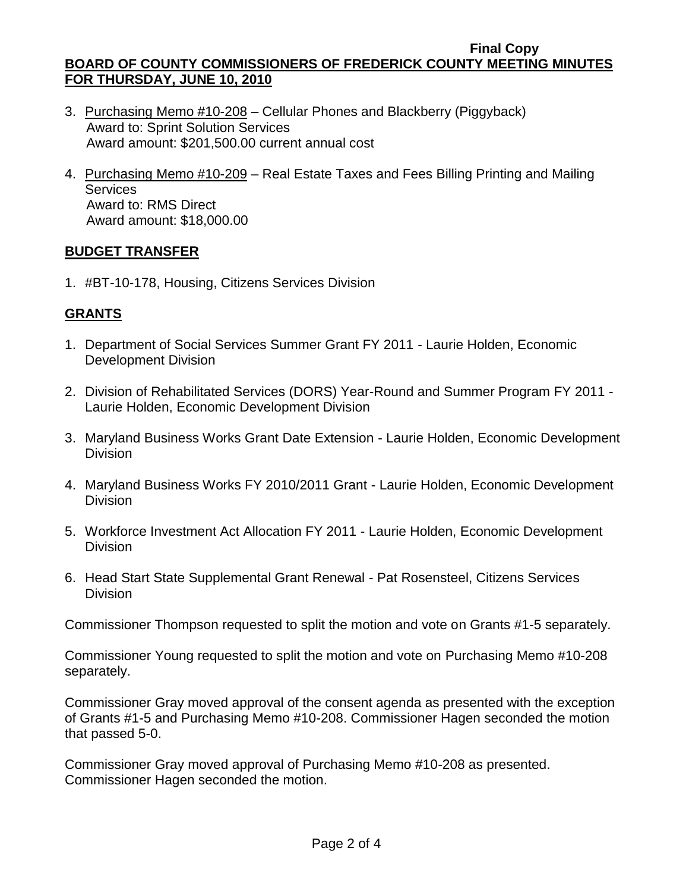3. Purchasing Memo #10-208 – Cellular Phones and Blackberry (Piggyback)
   Award to: Sprint Solution Services
   Award amount: $201,500.00 current annual cost

4. Purchasing Memo #10-209 – Real Estate Taxes and Fees Billing Printing and Mailing Services
   Award to: RMS Direct
   Award amount: $18,000.00

## BUDGET TRANSFER

1. #BT-10-178, Housing, Citizens Services Division

## GRANTS

1. Department of Social Services Summer Grant FY 2011 - Laurie Holden, Economic Development Division

2. Division of Rehabilitated Services (DORS) Year-Round and Summer Program FY 2011 - Laurie Holden, Economic Development Division

3. Maryland Business Works Grant Date Extension - Laurie Holden, Economic Development Division

4. Maryland Business Works FY 2010/2011 Grant - Laurie Holden, Economic Development Division

5. Workforce Investment Act Allocation FY 2011 - Laurie Holden, Economic Development Division

6. Head Start State Supplemental Grant Renewal - Pat Rosensteel, Citizens Services Division

Commissioner Thompson requested to split the motion and vote on Grants #1-5 separately.

Commissioner Young requested to split the motion and vote on Purchasing Memo #10-208 separately.

Commissioner Gray moved approval of the consent agenda as presented with the exception of Grants #1-5 and Purchasing Memo #10-208. Commissioner Hagen seconded the motion that passed 5-0.

Commissioner Gray moved approval of Purchasing Memo #10-208 as presented. Commissioner Hagen seconded the motion.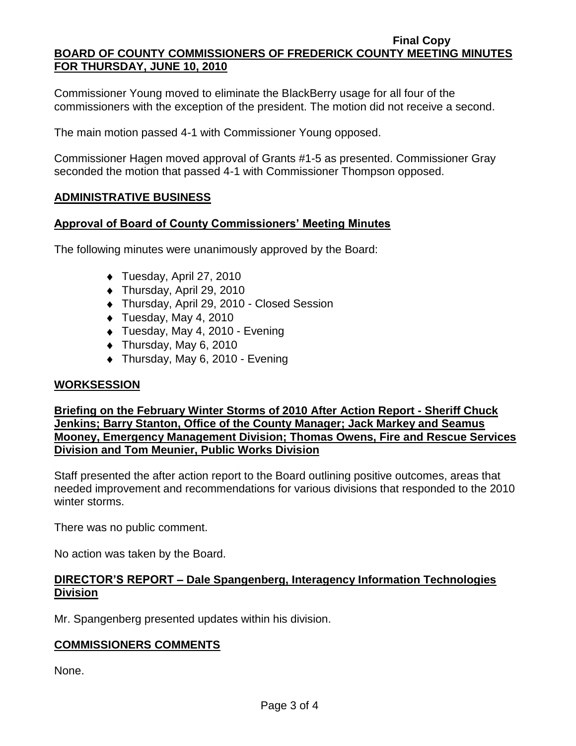Commissioner Young moved to eliminate the BlackBerry usage for all four of the commissioners with the exception of the president. The motion did not receive a second.

The main motion passed 4-1 with Commissioner Young opposed.

Commissioner Hagen moved approval of Grants #1-5 as presented. Commissioner Gray seconded the motion that passed 4-1 with Commissioner Thompson opposed.

## ADMINISTRATIVE BUSINESS

### Approval of Board of County Commissioners' Meeting Minutes

The following minutes were unanimously approved by the Board:

- Tuesday, April 27, 2010
- Thursday, April 29, 2010
- Thursday, April 29, 2010 - Closed Session
- Tuesday, May 4, 2010
- Tuesday, May 4, 2010 - Evening
- Thursday, May 6, 2010
- Thursday, May 6, 2010 - Evening

## WORKSESSION

### Briefing on the February Winter Storms of 2010 After Action Report - Sheriff Chuck Jenkins; Barry Stanton, Office of the County Manager; Jack Markey and Seamus Mooney, Emergency Management Division; Thomas Owens, Fire and Rescue Services Division and Tom Meunier, Public Works Division

Staff presented the after action report to the Board outlining positive outcomes, areas that needed improvement and recommendations for various divisions that responded to the 2010 winter storms.

There was no public comment.

No action was taken by the Board.

## DIRECTOR'S REPORT – Dale Spangenberg, Interagency Information Technologies Division

Mr. Spangenberg presented updates within his division.

## COMMISSIONERS COMMENTS

None.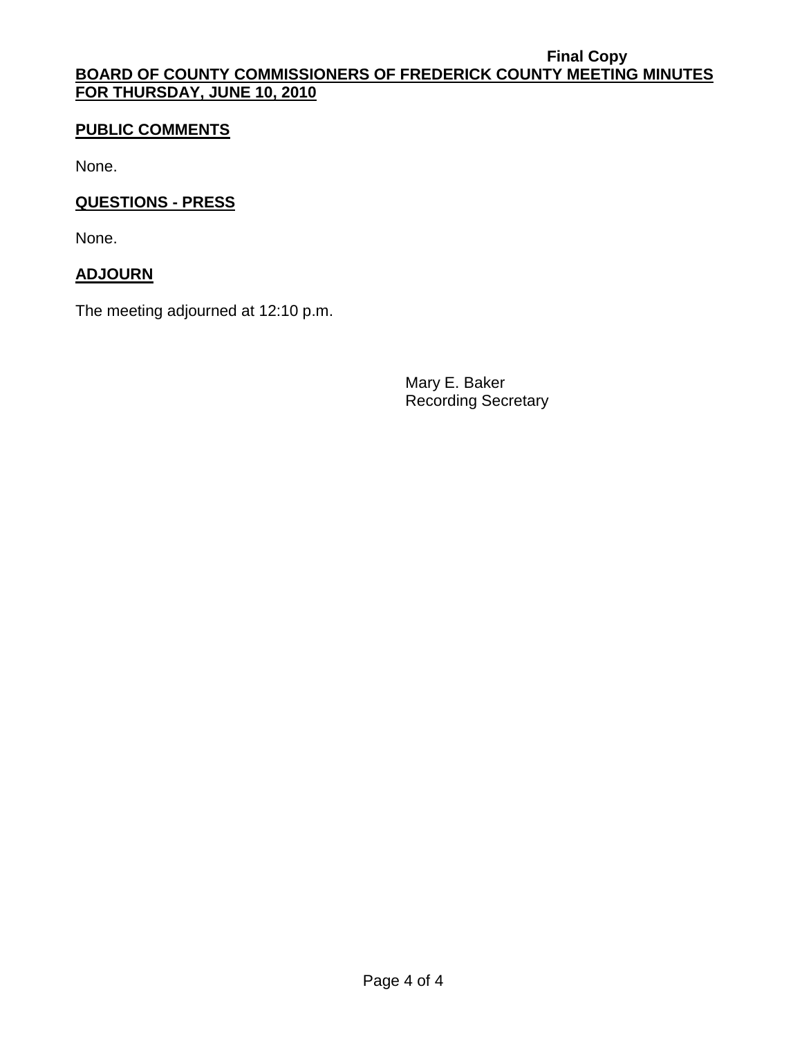**Final Copy**

**BOARD OF COUNTY COMMISSIONERS OF FREDERICK COUNTY MEETING MINUTES FOR THURSDAY, JUNE 10, 2010**

## PUBLIC COMMENTS

None.

## QUESTIONS - PRESS

None.

## ADJOURN

The meeting adjourned at 12:10 p.m.

Mary E. Baker
Recording Secretary